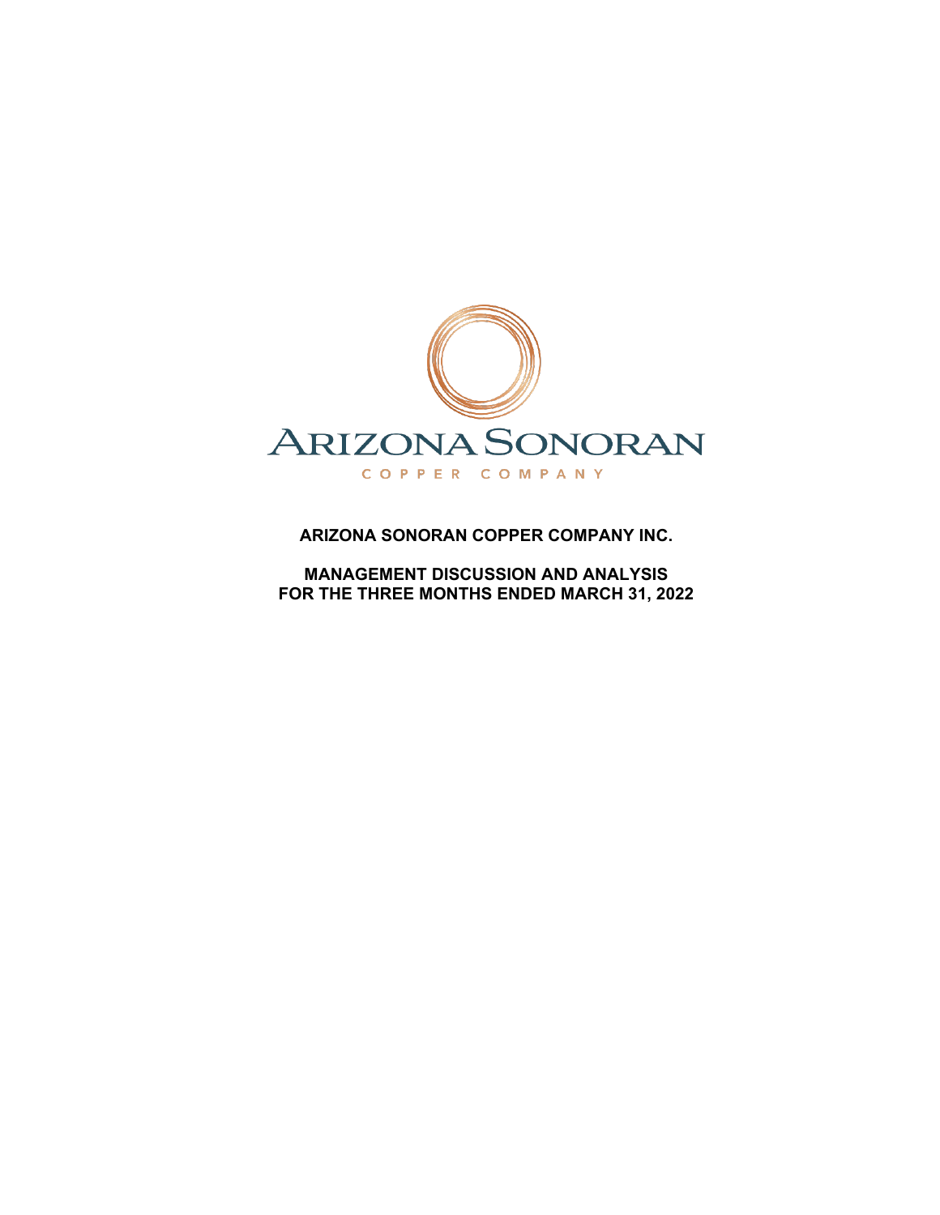ARIZONA SONORAN

COPPER COMPANY

# ARIZONA SONORAN COPPER COMPANY INC.

## MANAGEMENT DISCUSSION AND ANALYSIS
## FOR THE THREE MONTHS ENDED MARCH 31, 2022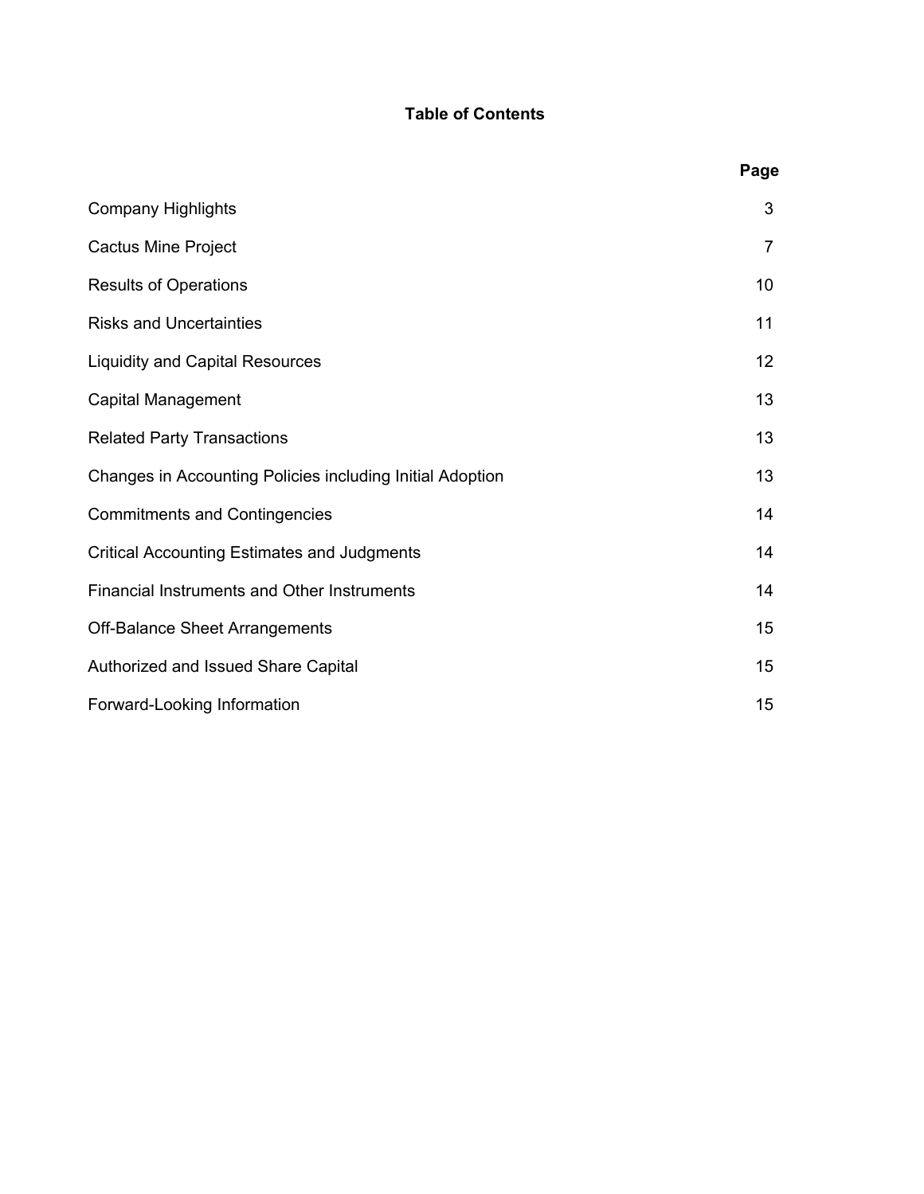# Table of Contents

| | Page |
|---|---|
| Company Highlights | 3 |
| Cactus Mine Project | 7 |
| Results of Operations | 10 |
| Risks and Uncertainties | 11 |
| Liquidity and Capital Resources | 12 |
| Capital Management | 13 |
| Related Party Transactions | 13 |
| Changes in Accounting Policies including Initial Adoption | 13 |
| Commitments and Contingencies | 14 |
| Critical Accounting Estimates and Judgments | 14 |
| Financial Instruments and Other Instruments | 14 |
| Off-Balance Sheet Arrangements | 15 |
| Authorized and Issued Share Capital | 15 |
| Forward-Looking Information | 15 |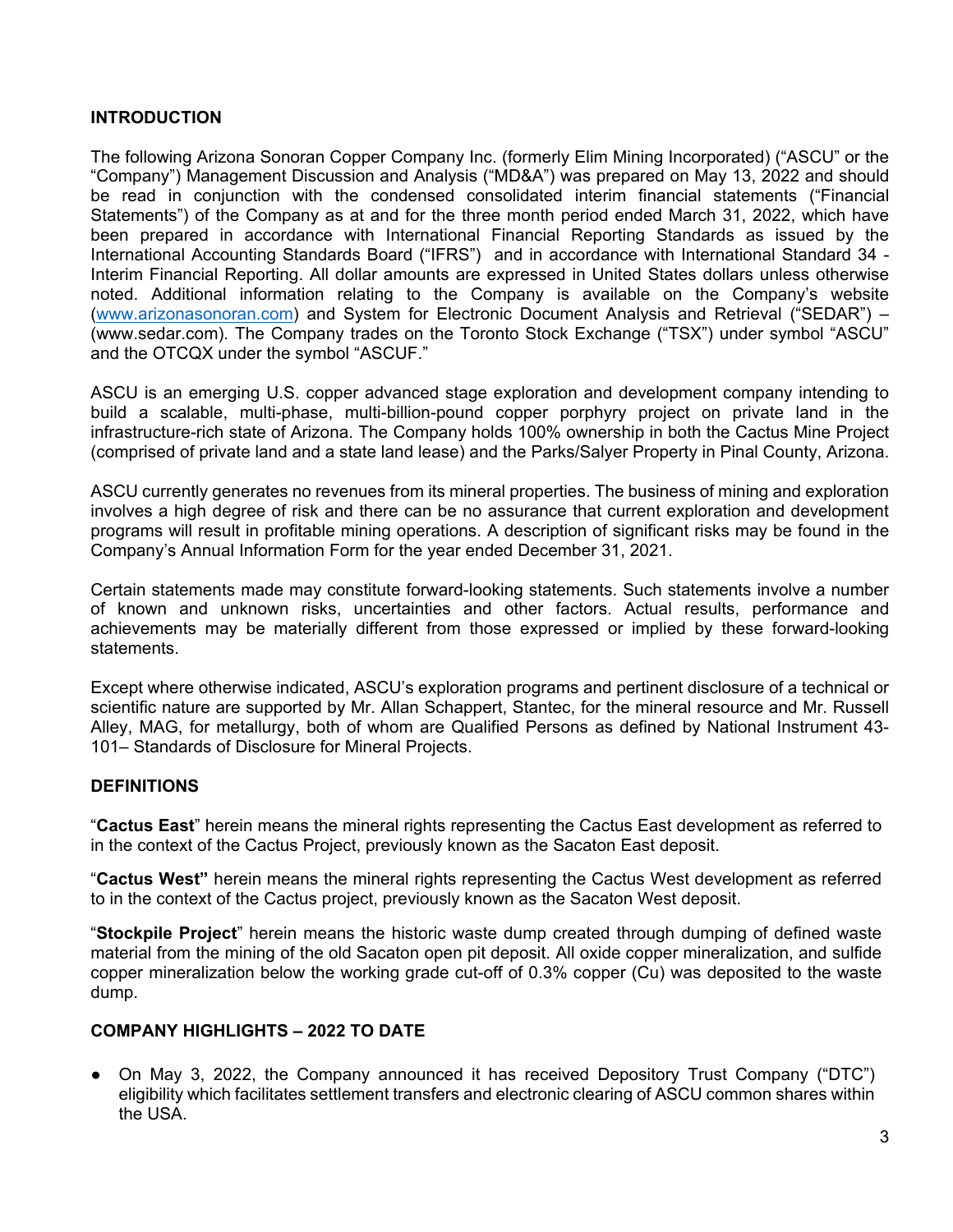## INTRODUCTION

The following Arizona Sonoran Copper Company Inc. (formerly Elim Mining Incorporated) ("ASCU" or the "Company") Management Discussion and Analysis ("MD&A") was prepared on May 13, 2022 and should be read in conjunction with the condensed consolidated interim financial statements ("Financial Statements") of the Company as at and for the three month period ended March 31, 2022, which have been prepared in accordance with International Financial Reporting Standards as issued by the International Accounting Standards Board ("IFRS") and in accordance with International Standard 34 - Interim Financial Reporting. All dollar amounts are expressed in United States dollars unless otherwise noted. Additional information relating to the Company is available on the Company's website (www.arizonasonoran.com) and System for Electronic Document Analysis and Retrieval ("SEDAR") – (www.sedar.com). The Company trades on the Toronto Stock Exchange ("TSX") under symbol "ASCU" and the OTCQX under the symbol "ASCUF."

ASCU is an emerging U.S. copper advanced stage exploration and development company intending to build a scalable, multi-phase, multi-billion-pound copper porphyry project on private land in the infrastructure-rich state of Arizona. The Company holds 100% ownership in both the Cactus Mine Project (comprised of private land and a state land lease) and the Parks/Salyer Property in Pinal County, Arizona.

ASCU currently generates no revenues from its mineral properties. The business of mining and exploration involves a high degree of risk and there can be no assurance that current exploration and development programs will result in profitable mining operations. A description of significant risks may be found in the Company's Annual Information Form for the year ended December 31, 2021.

Certain statements made may constitute forward-looking statements. Such statements involve a number of known and unknown risks, uncertainties and other factors. Actual results, performance and achievements may be materially different from those expressed or implied by these forward-looking statements.

Except where otherwise indicated, ASCU's exploration programs and pertinent disclosure of a technical or scientific nature are supported by Mr. Allan Schappert, Stantec, for the mineral resource and Mr. Russell Alley, MAG, for metallurgy, both of whom are Qualified Persons as defined by National Instrument 43-101– Standards of Disclosure for Mineral Projects.

## DEFINITIONS

"**Cactus East**" herein means the mineral rights representing the Cactus East development as referred to in the context of the Cactus Project, previously known as the Sacaton East deposit.

"**Cactus West"** herein means the mineral rights representing the Cactus West development as referred to in the context of the Cactus project, previously known as the Sacaton West deposit.

"**Stockpile Project**" herein means the historic waste dump created through dumping of defined waste material from the mining of the old Sacaton open pit deposit. All oxide copper mineralization, and sulfide copper mineralization below the working grade cut-off of 0.3% copper (Cu) was deposited to the waste dump.

## COMPANY HIGHLIGHTS – 2022 TO DATE

- On May 3, 2022, the Company announced it has received Depository Trust Company ("DTC") eligibility which facilitates settlement transfers and electronic clearing of ASCU common shares within the USA.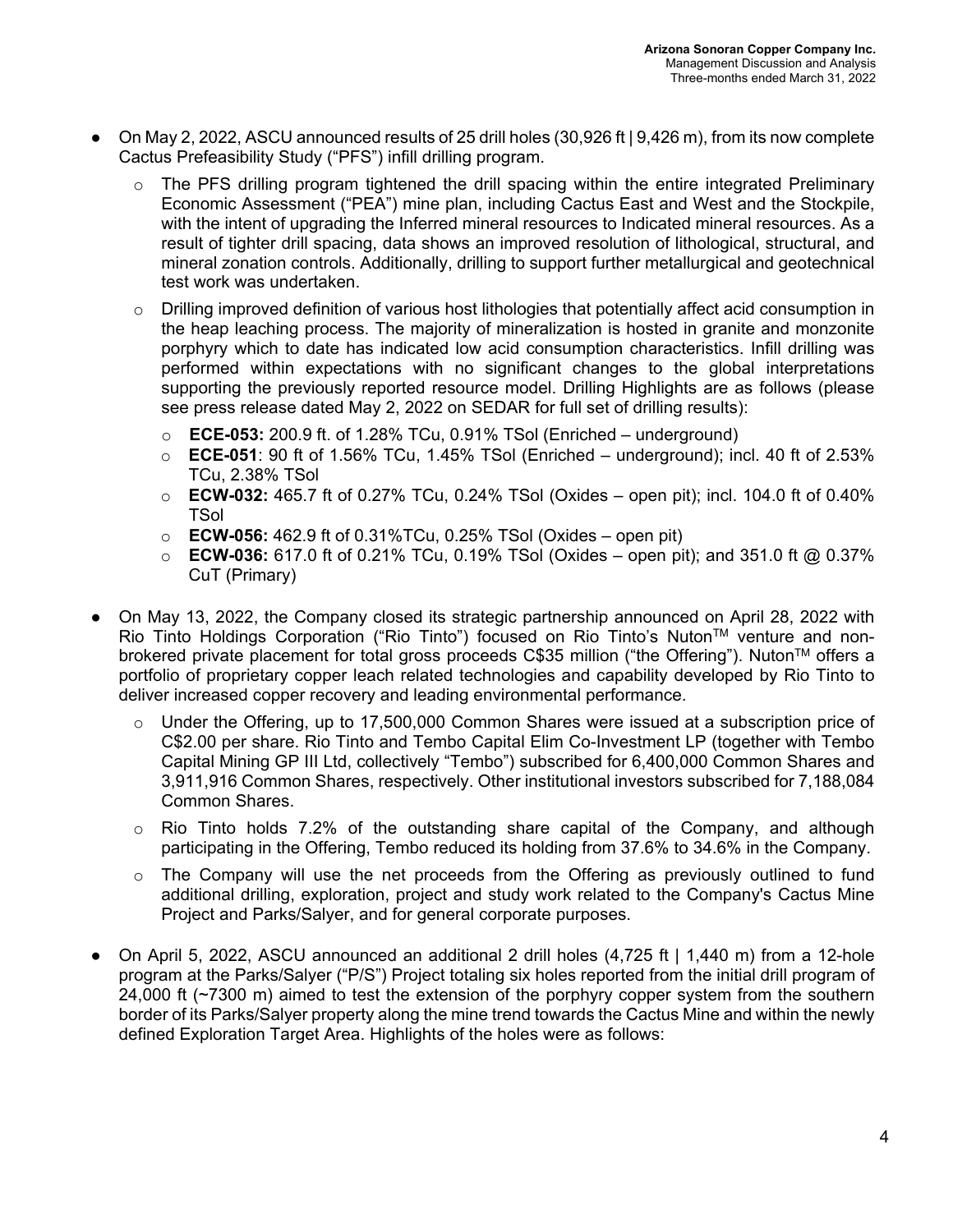- On May 2, 2022, ASCU announced results of 25 drill holes (30,926 ft | 9,426 m), from its now complete Cactus Prefeasibility Study ("PFS") infill drilling program.
  - The PFS drilling program tightened the drill spacing within the entire integrated Preliminary Economic Assessment ("PEA") mine plan, including Cactus East and West and the Stockpile, with the intent of upgrading the Inferred mineral resources to Indicated mineral resources. As a result of tighter drill spacing, data shows an improved resolution of lithological, structural, and mineral zonation controls. Additionally, drilling to support further metallurgical and geotechnical test work was undertaken.
  - Drilling improved definition of various host lithologies that potentially affect acid consumption in the heap leaching process. The majority of mineralization is hosted in granite and monzonite porphyry which to date has indicated low acid consumption characteristics. Infill drilling was performed within expectations with no significant changes to the global interpretations supporting the previously reported resource model. Drilling Highlights are as follows (please see press release dated May 2, 2022 on SEDAR for full set of drilling results):
    - **ECE-053:** 200.9 ft. of 1.28% TCu, 0.91% TSol (Enriched – underground)
    - **ECE-051**: 90 ft of 1.56% TCu, 1.45% TSol (Enriched – underground); incl. 40 ft of 2.53% TCu, 2.38% TSol
    - **ECW-032:** 465.7 ft of 0.27% TCu, 0.24% TSol (Oxides – open pit); incl. 104.0 ft of 0.40% TSol
    - **ECW-056:** 462.9 ft of 0.31%TCu, 0.25% TSol (Oxides – open pit)
    - **ECW-036:** 617.0 ft of 0.21% TCu, 0.19% TSol (Oxides – open pit); and 351.0 ft @ 0.37% CuT (Primary)
- On May 13, 2022, the Company closed its strategic partnership announced on April 28, 2022 with Rio Tinto Holdings Corporation ("Rio Tinto") focused on Rio Tinto's Nuton™ venture and non-brokered private placement for total gross proceeds C$35 million ("the Offering"). Nuton™ offers a portfolio of proprietary copper leach related technologies and capability developed by Rio Tinto to deliver increased copper recovery and leading environmental performance.
  - Under the Offering, up to 17,500,000 Common Shares were issued at a subscription price of C$2.00 per share. Rio Tinto and Tembo Capital Elim Co-Investment LP (together with Tembo Capital Mining GP III Ltd, collectively "Tembo") subscribed for 6,400,000 Common Shares and 3,911,916 Common Shares, respectively. Other institutional investors subscribed for 7,188,084 Common Shares.
  - Rio Tinto holds 7.2% of the outstanding share capital of the Company, and although participating in the Offering, Tembo reduced its holding from 37.6% to 34.6% in the Company.
  - The Company will use the net proceeds from the Offering as previously outlined to fund additional drilling, exploration, project and study work related to the Company's Cactus Mine Project and Parks/Salyer, and for general corporate purposes.
- On April 5, 2022, ASCU announced an additional 2 drill holes (4,725 ft | 1,440 m) from a 12-hole program at the Parks/Salyer ("P/S") Project totaling six holes reported from the initial drill program of 24,000 ft (~7300 m) aimed to test the extension of the porphyry copper system from the southern border of its Parks/Salyer property along the mine trend towards the Cactus Mine and within the newly defined Exploration Target Area. Highlights of the holes were as follows: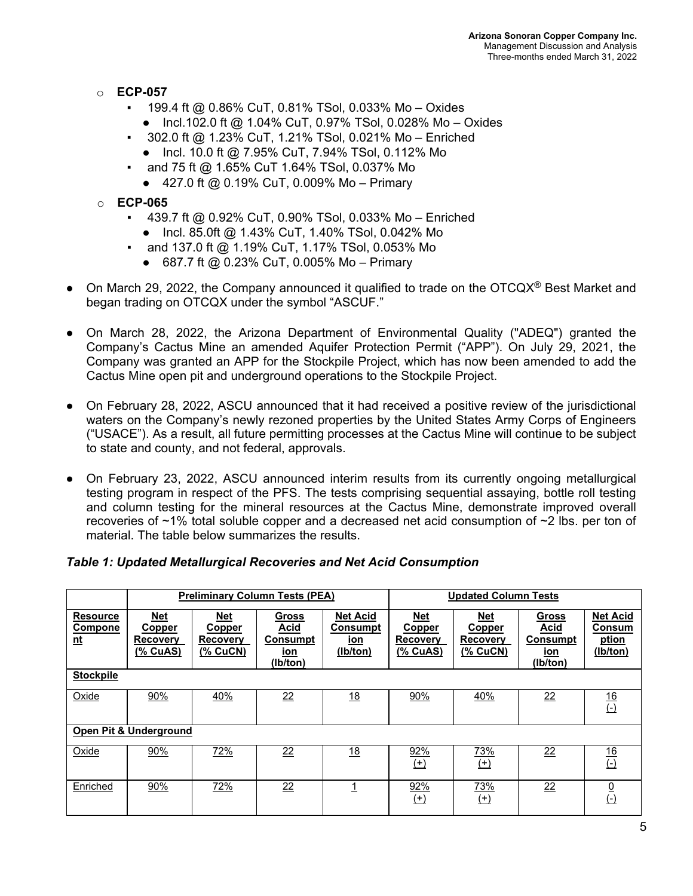- **ECP-057**
  - 199.4 ft @ 0.86% CuT, 0.81% TSol, 0.033% Mo – Oxides
    - Incl.102.0 ft @ 1.04% CuT, 0.97% TSol, 0.028% Mo – Oxides
  - 302.0 ft @ 1.23% CuT, 1.21% TSol, 0.021% Mo – Enriched
    - Incl. 10.0 ft @ 7.95% CuT, 7.94% TSol, 0.112% Mo
  - and 75 ft @ 1.65% CuT 1.64% TSol, 0.037% Mo
    - 427.0 ft @ 0.19% CuT, 0.009% Mo – Primary
- **ECP-065**
  - 439.7 ft @ 0.92% CuT, 0.90% TSol, 0.033% Mo – Enriched
    - Incl. 85.0ft @ 1.43% CuT, 1.40% TSol, 0.042% Mo
  - and 137.0 ft @ 1.19% CuT, 1.17% TSol, 0.053% Mo
    - 687.7 ft @ 0.23% CuT, 0.005% Mo – Primary

- On March 29, 2022, the Company announced it qualified to trade on the OTCQX® Best Market and began trading on OTCQX under the symbol "ASCUF."

- On March 28, 2022, the Arizona Department of Environmental Quality ("ADEQ") granted the Company's Cactus Mine an amended Aquifer Protection Permit ("APP"). On July 29, 2021, the Company was granted an APP for the Stockpile Project, which has now been amended to add the Cactus Mine open pit and underground operations to the Stockpile Project.

- On February 28, 2022, ASCU announced that it had received a positive review of the jurisdictional waters on the Company's newly rezoned properties by the United States Army Corps of Engineers ("USACE"). As a result, all future permitting processes at the Cactus Mine will continue to be subject to state and county, and not federal, approvals.

- On February 23, 2022, ASCU announced interim results from its currently ongoing metallurgical testing program in respect of the PFS. The tests comprising sequential assaying, bottle roll testing and column testing for the mineral resources at the Cactus Mine, demonstrate improved overall recoveries of ~1% total soluble copper and a decreased net acid consumption of ~2 lbs. per ton of material. The table below summarizes the results.

***Table 1: Updated Metallurgical Recoveries and Net Acid Consumption***

| | Preliminary Column Tests (PEA) | | | | Updated Column Tests | | | |
|---|---|---|---|---|---|---|---|---|
| **Resource Component** | **Net Copper Recovery (% CuAS)** | **Net Copper Recovery (% CuCN)** | **Gross Acid Consumption (lb/ton)** | **Net Acid Consumption (lb/ton)** | **Net Copper Recovery (% CuAS)** | **Net Copper Recovery (% CuCN)** | **Gross Acid Consumption (lb/ton)** | **Net Acid Consumption (lb/ton)** |
| **Stockpile** | | | | | | | | |
| Oxide | 90% | 40% | 22 | 18 | 90% | 40% | 22 | 16 (-) |
| **Open Pit & Underground** | | | | | | | | |
| Oxide | 90% | 72% | 22 | 18 | 92% (+) | 73% (+) | 22 | 16 (-) |
| Enriched | 90% | 72% | 22 | 1 | 92% (+) | 73% (+) | 22 | 0 (-) |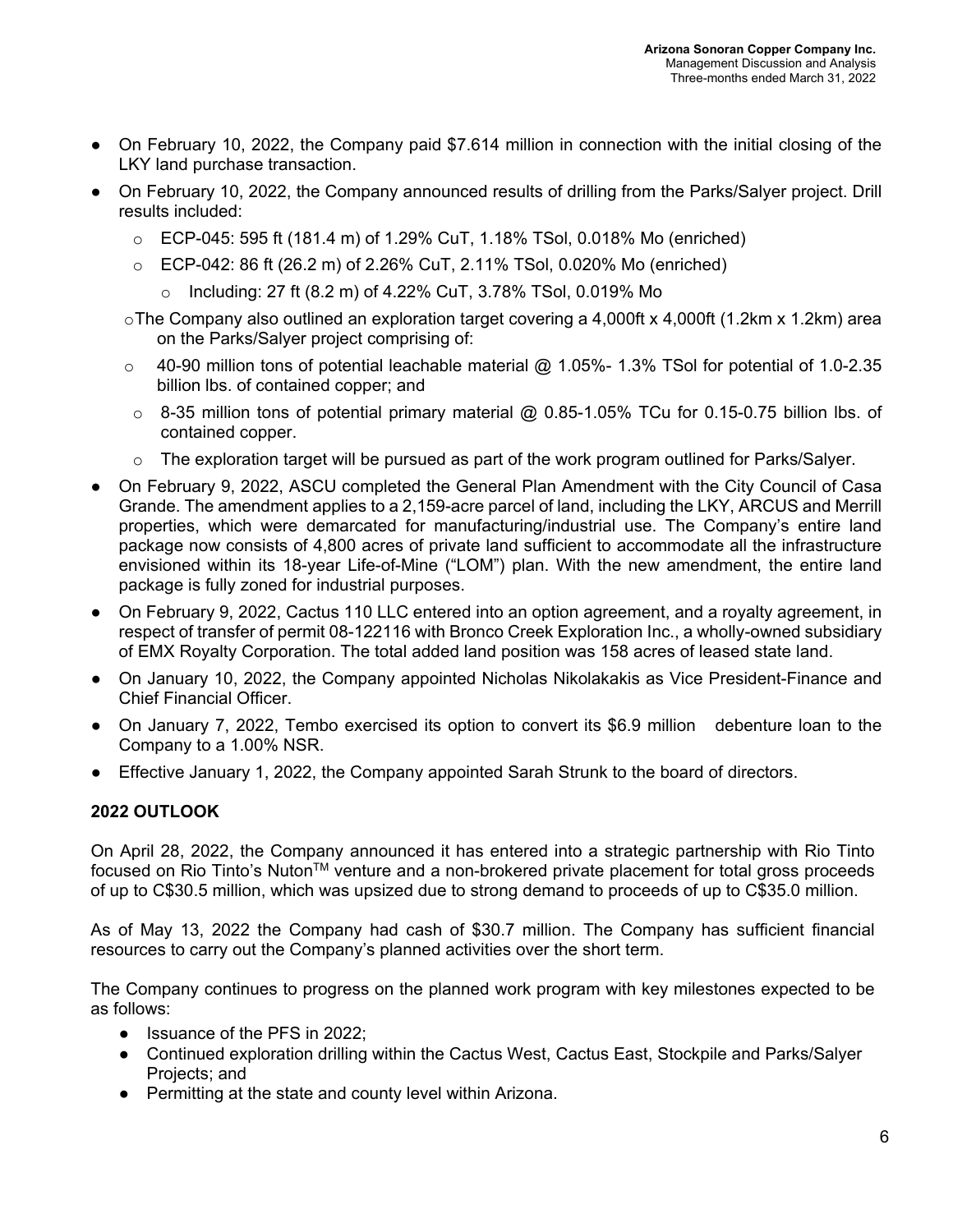- On February 10, 2022, the Company paid $7.614 million in connection with the initial closing of the LKY land purchase transaction.
- On February 10, 2022, the Company announced results of drilling from the Parks/Salyer project. Drill results included:
  - ECP-045: 595 ft (181.4 m) of 1.29% CuT, 1.18% TSol, 0.018% Mo (enriched)
  - ECP-042: 86 ft (26.2 m) of 2.26% CuT, 2.11% TSol, 0.020% Mo (enriched)
    - Including: 27 ft (8.2 m) of 4.22% CuT, 3.78% TSol, 0.019% Mo
  - The Company also outlined an exploration target covering a 4,000ft x 4,000ft (1.2km x 1.2km) area on the Parks/Salyer project comprising of:
  - 40-90 million tons of potential leachable material @ 1.05%- 1.3% TSol for potential of 1.0-2.35 billion lbs. of contained copper; and
  - 8-35 million tons of potential primary material @ 0.85-1.05% TCu for 0.15-0.75 billion lbs. of contained copper.
  - The exploration target will be pursued as part of the work program outlined for Parks/Salyer.
- On February 9, 2022, ASCU completed the General Plan Amendment with the City Council of Casa Grande. The amendment applies to a 2,159-acre parcel of land, including the LKY, ARCUS and Merrill properties, which were demarcated for manufacturing/industrial use. The Company's entire land package now consists of 4,800 acres of private land sufficient to accommodate all the infrastructure envisioned within its 18-year Life-of-Mine ("LOM") plan. With the new amendment, the entire land package is fully zoned for industrial purposes.
- On February 9, 2022, Cactus 110 LLC entered into an option agreement, and a royalty agreement, in respect of transfer of permit 08-122116 with Bronco Creek Exploration Inc., a wholly-owned subsidiary of EMX Royalty Corporation. The total added land position was 158 acres of leased state land.
- On January 10, 2022, the Company appointed Nicholas Nikolakakis as Vice President-Finance and Chief Financial Officer.
- On January 7, 2022, Tembo exercised its option to convert its $6.9 million debenture loan to the Company to a 1.00% NSR.
- Effective January 1, 2022, the Company appointed Sarah Strunk to the board of directors.

## 2022 OUTLOOK

On April 28, 2022, the Company announced it has entered into a strategic partnership with Rio Tinto focused on Rio Tinto's Nuton™ venture and a non-brokered private placement for total gross proceeds of up to C$30.5 million, which was upsized due to strong demand to proceeds of up to C$35.0 million.

As of May 13, 2022 the Company had cash of $30.7 million. The Company has sufficient financial resources to carry out the Company's planned activities over the short term.

The Company continues to progress on the planned work program with key milestones expected to be as follows:

- Issuance of the PFS in 2022;
- Continued exploration drilling within the Cactus West, Cactus East, Stockpile and Parks/Salyer Projects; and
- Permitting at the state and county level within Arizona.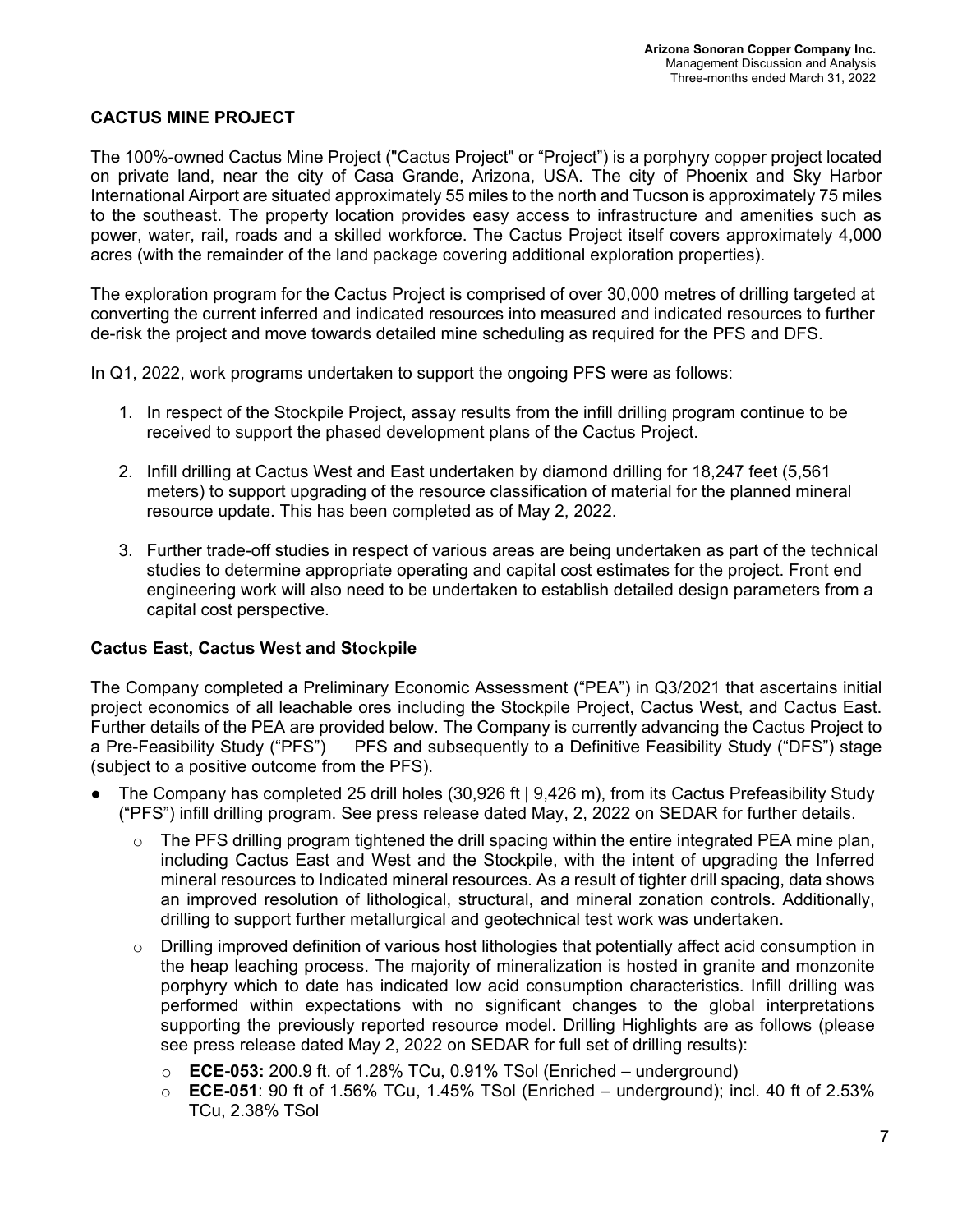## CACTUS MINE PROJECT

The 100%-owned Cactus Mine Project ("Cactus Project" or "Project") is a porphyry copper project located on private land, near the city of Casa Grande, Arizona, USA. The city of Phoenix and Sky Harbor International Airport are situated approximately 55 miles to the north and Tucson is approximately 75 miles to the southeast. The property location provides easy access to infrastructure and amenities such as power, water, rail, roads and a skilled workforce. The Cactus Project itself covers approximately 4,000 acres (with the remainder of the land package covering additional exploration properties).

The exploration program for the Cactus Project is comprised of over 30,000 metres of drilling targeted at converting the current inferred and indicated resources into measured and indicated resources to further de-risk the project and move towards detailed mine scheduling as required for the PFS and DFS.

In Q1, 2022, work programs undertaken to support the ongoing PFS were as follows:

1. In respect of the Stockpile Project, assay results from the infill drilling program continue to be received to support the phased development plans of the Cactus Project.
2. Infill drilling at Cactus West and East undertaken by diamond drilling for 18,247 feet (5,561 meters) to support upgrading of the resource classification of material for the planned mineral resource update. This has been completed as of May 2, 2022.
3. Further trade-off studies in respect of various areas are being undertaken as part of the technical studies to determine appropriate operating and capital cost estimates for the project. Front end engineering work will also need to be undertaken to establish detailed design parameters from a capital cost perspective.

### Cactus East, Cactus West and Stockpile

The Company completed a Preliminary Economic Assessment ("PEA") in Q3/2021 that ascertains initial project economics of all leachable ores including the Stockpile Project, Cactus West, and Cactus East. Further details of the PEA are provided below. The Company is currently advancing the Cactus Project to a Pre-Feasibility Study ("PFS") PFS and subsequently to a Definitive Feasibility Study ("DFS") stage (subject to a positive outcome from the PFS).

- The Company has completed 25 drill holes (30,926 ft | 9,426 m), from its Cactus Prefeasibility Study ("PFS") infill drilling program. See press release dated May, 2, 2022 on SEDAR for further details.
  - The PFS drilling program tightened the drill spacing within the entire integrated PEA mine plan, including Cactus East and West and the Stockpile, with the intent of upgrading the Inferred mineral resources to Indicated mineral resources. As a result of tighter drill spacing, data shows an improved resolution of lithological, structural, and mineral zonation controls. Additionally, drilling to support further metallurgical and geotechnical test work was undertaken.
  - Drilling improved definition of various host lithologies that potentially affect acid consumption in the heap leaching process. The majority of mineralization is hosted in granite and monzonite porphyry which to date has indicated low acid consumption characteristics. Infill drilling was performed within expectations with no significant changes to the global interpretations supporting the previously reported resource model. Drilling Highlights are as follows (please see press release dated May 2, 2022 on SEDAR for full set of drilling results):
    - **ECE-053:** 200.9 ft. of 1.28% TCu, 0.91% TSol (Enriched – underground)
    - **ECE-051**: 90 ft of 1.56% TCu, 1.45% TSol (Enriched – underground); incl. 40 ft of 2.53% TCu, 2.38% TSol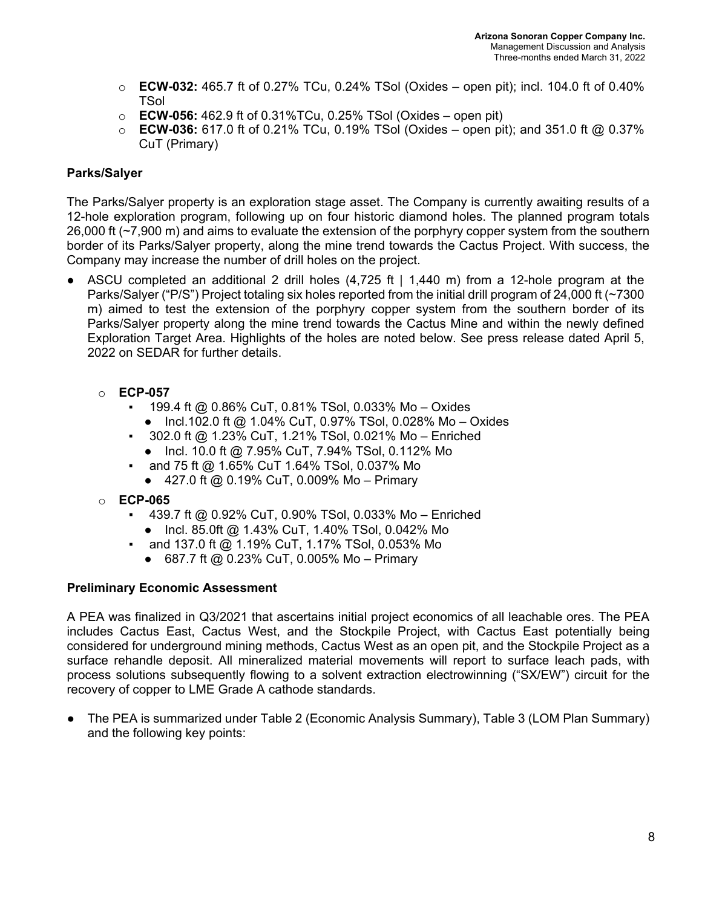- **ECW-032:** 465.7 ft of 0.27% TCu, 0.24% TSol (Oxides – open pit); incl. 104.0 ft of 0.40% TSol
- **ECW-056:** 462.9 ft of 0.31%TCu, 0.25% TSol (Oxides – open pit)
- **ECW-036:** 617.0 ft of 0.21% TCu, 0.19% TSol (Oxides – open pit); and 351.0 ft @ 0.37% CuT (Primary)

**Parks/Salyer**

The Parks/Salyer property is an exploration stage asset. The Company is currently awaiting results of a 12-hole exploration program, following up on four historic diamond holes. The planned program totals 26,000 ft (~7,900 m) and aims to evaluate the extension of the porphyry copper system from the southern border of its Parks/Salyer property, along the mine trend towards the Cactus Project. With success, the Company may increase the number of drill holes on the project.

- ASCU completed an additional 2 drill holes (4,725 ft | 1,440 m) from a 12-hole program at the Parks/Salyer ("P/S") Project totaling six holes reported from the initial drill program of 24,000 ft (~7300 m) aimed to test the extension of the porphyry copper system from the southern border of its Parks/Salyer property along the mine trend towards the Cactus Mine and within the newly defined Exploration Target Area. Highlights of the holes are noted below. See press release dated April 5, 2022 on SEDAR for further details.

  - **ECP-057**
    - 199.4 ft @ 0.86% CuT, 0.81% TSol, 0.033% Mo – Oxides
      - Incl.102.0 ft @ 1.04% CuT, 0.97% TSol, 0.028% Mo – Oxides
    - 302.0 ft @ 1.23% CuT, 1.21% TSol, 0.021% Mo – Enriched
      - Incl. 10.0 ft @ 7.95% CuT, 7.94% TSol, 0.112% Mo
    - and 75 ft @ 1.65% CuT 1.64% TSol, 0.037% Mo
      - 427.0 ft @ 0.19% CuT, 0.009% Mo – Primary
  - **ECP-065**
    - 439.7 ft @ 0.92% CuT, 0.90% TSol, 0.033% Mo – Enriched
      - Incl. 85.0ft @ 1.43% CuT, 1.40% TSol, 0.042% Mo
    - and 137.0 ft @ 1.19% CuT, 1.17% TSol, 0.053% Mo
      - 687.7 ft @ 0.23% CuT, 0.005% Mo – Primary

**Preliminary Economic Assessment**

A PEA was finalized in Q3/2021 that ascertains initial project economics of all leachable ores. The PEA includes Cactus East, Cactus West, and the Stockpile Project, with Cactus East potentially being considered for underground mining methods, Cactus West as an open pit, and the Stockpile Project as a surface rehandle deposit. All mineralized material movements will report to surface leach pads, with process solutions subsequently flowing to a solvent extraction electrowinning ("SX/EW") circuit for the recovery of copper to LME Grade A cathode standards.

- The PEA is summarized under Table 2 (Economic Analysis Summary), Table 3 (LOM Plan Summary) and the following key points: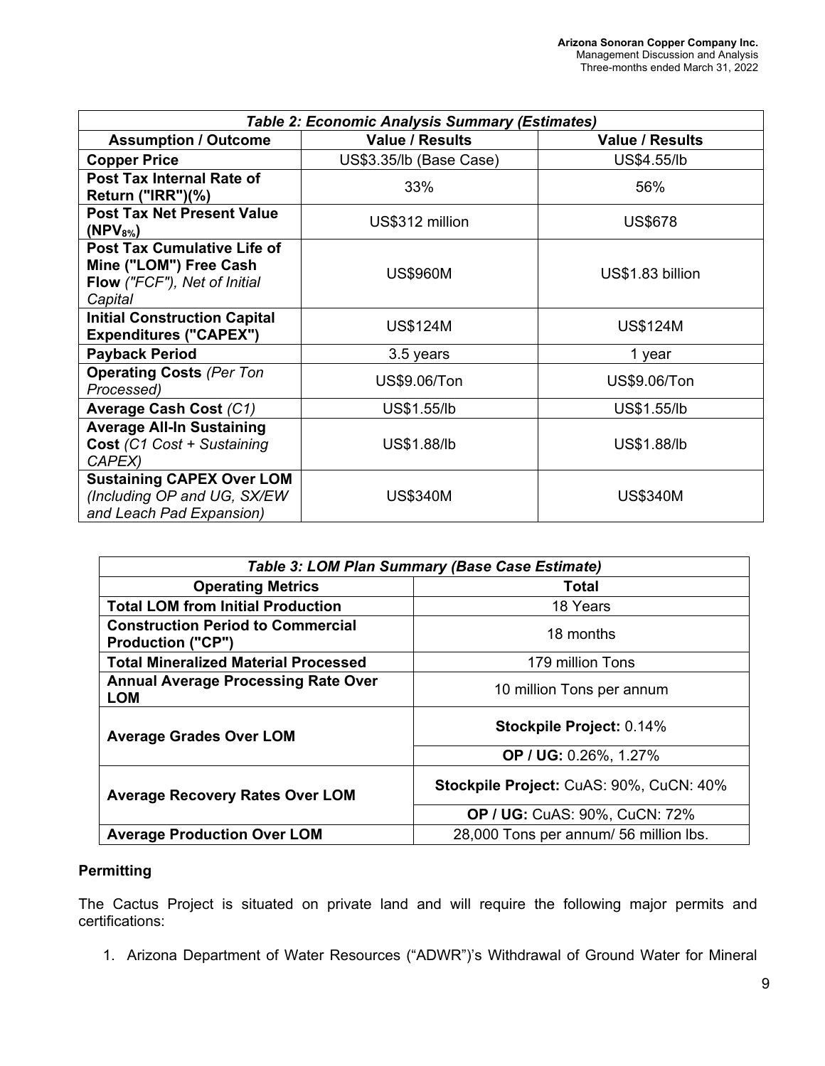| *Table 2: Economic Analysis Summary (Estimates)* | | |
|---|---|---|
| **Assumption / Outcome** | **Value / Results** | **Value / Results** |
| **Copper Price** | US$3.35/lb (Base Case) | US$4.55/lb |
| **Post Tax Internal Rate of Return ("IRR")(%)** | 33% | 56% |
| **Post Tax Net Present Value ($NPV_{8\%}$)** | US$312 million | US$678 |
| **Post Tax Cumulative Life of Mine ("LOM") Free Cash Flow** *("FCF"), Net of Initial Capital* | US$960M | US$1.83 billion |
| **Initial Construction Capital Expenditures ("CAPEX")** | US$124M | US$124M |
| **Payback Period** | 3.5 years | 1 year |
| **Operating Costs** *(Per Ton Processed)* | US$9.06/Ton | US$9.06/Ton |
| **Average Cash Cost** *(C1)* | US$1.55/lb | US$1.55/lb |
| **Average All-In Sustaining Cost** *(C1 Cost + Sustaining CAPEX)* | US$1.88/lb | US$1.88/lb |
| **Sustaining CAPEX Over LOM** *(Including OP and UG, SX/EW and Leach Pad Expansion)* | US$340M | US$340M |

| *Table 3: LOM Plan Summary (Base Case Estimate)* | |
|---|---|
| **Operating Metrics** | **Total** |
| **Total LOM from Initial Production** | 18 Years |
| **Construction Period to Commercial Production ("CP")** | 18 months |
| **Total Mineralized Material Processed** | 179 million Tons |
| **Annual Average Processing Rate Over LOM** | 10 million Tons per annum |
| **Average Grades Over LOM** | **Stockpile Project:** 0.14% |
| | **OP / UG:** 0.26%, 1.27% |
| **Average Recovery Rates Over LOM** | **Stockpile Project:** CuAS: 90%, CuCN: 40% |
| | **OP / UG:** CuAS: 90%, CuCN: 72% |
| **Average Production Over LOM** | 28,000 Tons per annum/ 56 million lbs. |

## Permitting

The Cactus Project is situated on private land and will require the following major permits and certifications:

1. Arizona Department of Water Resources ("ADWR")'s Withdrawal of Ground Water for Mineral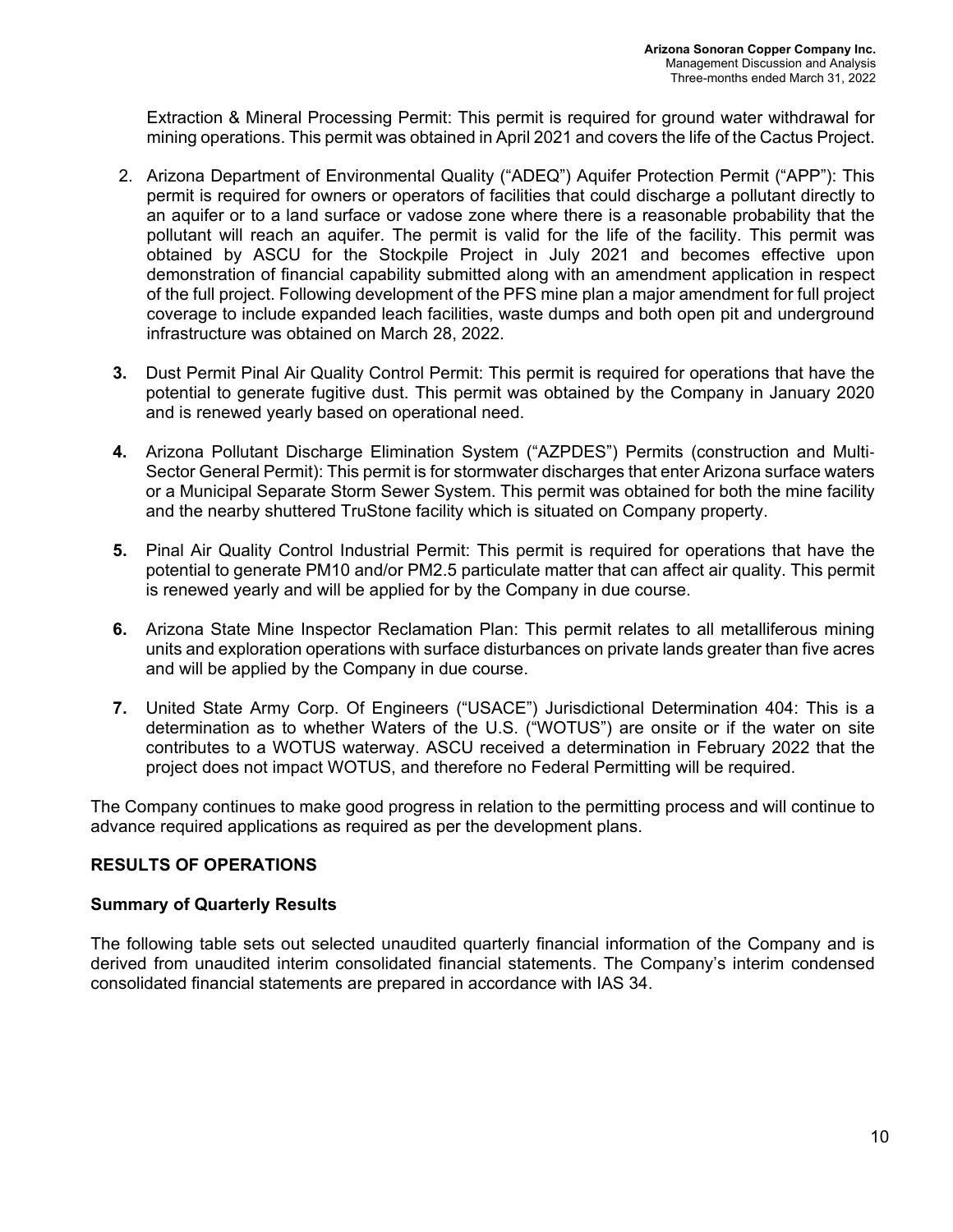Extraction & Mineral Processing Permit: This permit is required for ground water withdrawal for mining operations. This permit was obtained in April 2021 and covers the life of the Cactus Project.

2. Arizona Department of Environmental Quality ("ADEQ") Aquifer Protection Permit ("APP"): This permit is required for owners or operators of facilities that could discharge a pollutant directly to an aquifer or to a land surface or vadose zone where there is a reasonable probability that the pollutant will reach an aquifer. The permit is valid for the life of the facility. This permit was obtained by ASCU for the Stockpile Project in July 2021 and becomes effective upon demonstration of financial capability submitted along with an amendment application in respect of the full project. Following development of the PFS mine plan a major amendment for full project coverage to include expanded leach facilities, waste dumps and both open pit and underground infrastructure was obtained on March 28, 2022.

3. Dust Permit Pinal Air Quality Control Permit: This permit is required for operations that have the potential to generate fugitive dust. This permit was obtained by the Company in January 2020 and is renewed yearly based on operational need.

4. Arizona Pollutant Discharge Elimination System ("AZPDES") Permits (construction and Multi-Sector General Permit): This permit is for stormwater discharges that enter Arizona surface waters or a Municipal Separate Storm Sewer System. This permit was obtained for both the mine facility and the nearby shuttered TruStone facility which is situated on Company property.

5. Pinal Air Quality Control Industrial Permit: This permit is required for operations that have the potential to generate PM10 and/or PM2.5 particulate matter that can affect air quality. This permit is renewed yearly and will be applied for by the Company in due course.

6. Arizona State Mine Inspector Reclamation Plan: This permit relates to all metalliferous mining units and exploration operations with surface disturbances on private lands greater than five acres and will be applied by the Company in due course.

7. United State Army Corp. Of Engineers ("USACE") Jurisdictional Determination 404: This is a determination as to whether Waters of the U.S. ("WOTUS") are onsite or if the water on site contributes to a WOTUS waterway. ASCU received a determination in February 2022 that the project does not impact WOTUS, and therefore no Federal Permitting will be required.

The Company continues to make good progress in relation to the permitting process and will continue to advance required applications as required as per the development plans.

## RESULTS OF OPERATIONS

### Summary of Quarterly Results

The following table sets out selected unaudited quarterly financial information of the Company and is derived from unaudited interim consolidated financial statements. The Company's interim condensed consolidated financial statements are prepared in accordance with IAS 34.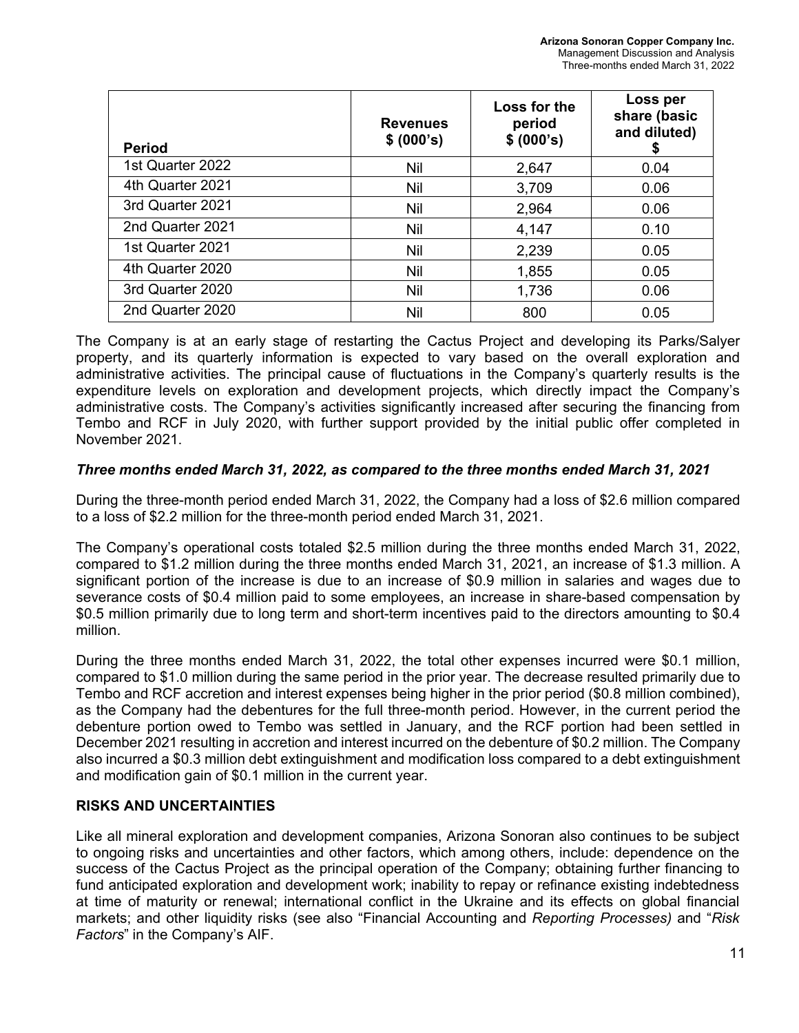| Period | Revenues $ (000's) | Loss for the period $ (000's) | Loss per share (basic and diluted) $ |
|---|---|---|---|
| 1st Quarter 2022 | Nil | 2,647 | 0.04 |
| 4th Quarter 2021 | Nil | 3,709 | 0.06 |
| 3rd Quarter 2021 | Nil | 2,964 | 0.06 |
| 2nd Quarter 2021 | Nil | 4,147 | 0.10 |
| 1st Quarter 2021 | Nil | 2,239 | 0.05 |
| 4th Quarter 2020 | Nil | 1,855 | 0.05 |
| 3rd Quarter 2020 | Nil | 1,736 | 0.06 |
| 2nd Quarter 2020 | Nil | 800 | 0.05 |

The Company is at an early stage of restarting the Cactus Project and developing its Parks/Salyer property, and its quarterly information is expected to vary based on the overall exploration and administrative activities. The principal cause of fluctuations in the Company's quarterly results is the expenditure levels on exploration and development projects, which directly impact the Company's administrative costs. The Company's activities significantly increased after securing the financing from Tembo and RCF in July 2020, with further support provided by the initial public offer completed in November 2021.

### *Three months ended March 31, 2022, as compared to the three months ended March 31, 2021*

During the three-month period ended March 31, 2022, the Company had a loss of $2.6 million compared to a loss of $2.2 million for the three-month period ended March 31, 2021.

The Company's operational costs totaled $2.5 million during the three months ended March 31, 2022, compared to $1.2 million during the three months ended March 31, 2021, an increase of $1.3 million. A significant portion of the increase is due to an increase of $0.9 million in salaries and wages due to severance costs of $0.4 million paid to some employees, an increase in share-based compensation by $0.5 million primarily due to long term and short-term incentives paid to the directors amounting to $0.4 million.

During the three months ended March 31, 2022, the total other expenses incurred were $0.1 million, compared to $1.0 million during the same period in the prior year. The decrease resulted primarily due to Tembo and RCF accretion and interest expenses being higher in the prior period ($0.8 million combined), as the Company had the debentures for the full three-month period. However, in the current period the debenture portion owed to Tembo was settled in January, and the RCF portion had been settled in December 2021 resulting in accretion and interest incurred on the debenture of $0.2 million. The Company also incurred a $0.3 million debt extinguishment and modification loss compared to a debt extinguishment and modification gain of $0.1 million in the current year.

## RISKS AND UNCERTAINTIES

Like all mineral exploration and development companies, Arizona Sonoran also continues to be subject to ongoing risks and uncertainties and other factors, which among others, include: dependence on the success of the Cactus Project as the principal operation of the Company; obtaining further financing to fund anticipated exploration and development work; inability to repay or refinance existing indebtedness at time of maturity or renewal; international conflict in the Ukraine and its effects on global financial markets; and other liquidity risks (see also "Financial Accounting and *Reporting Processes)* and "*Risk Factors*" in the Company's AIF.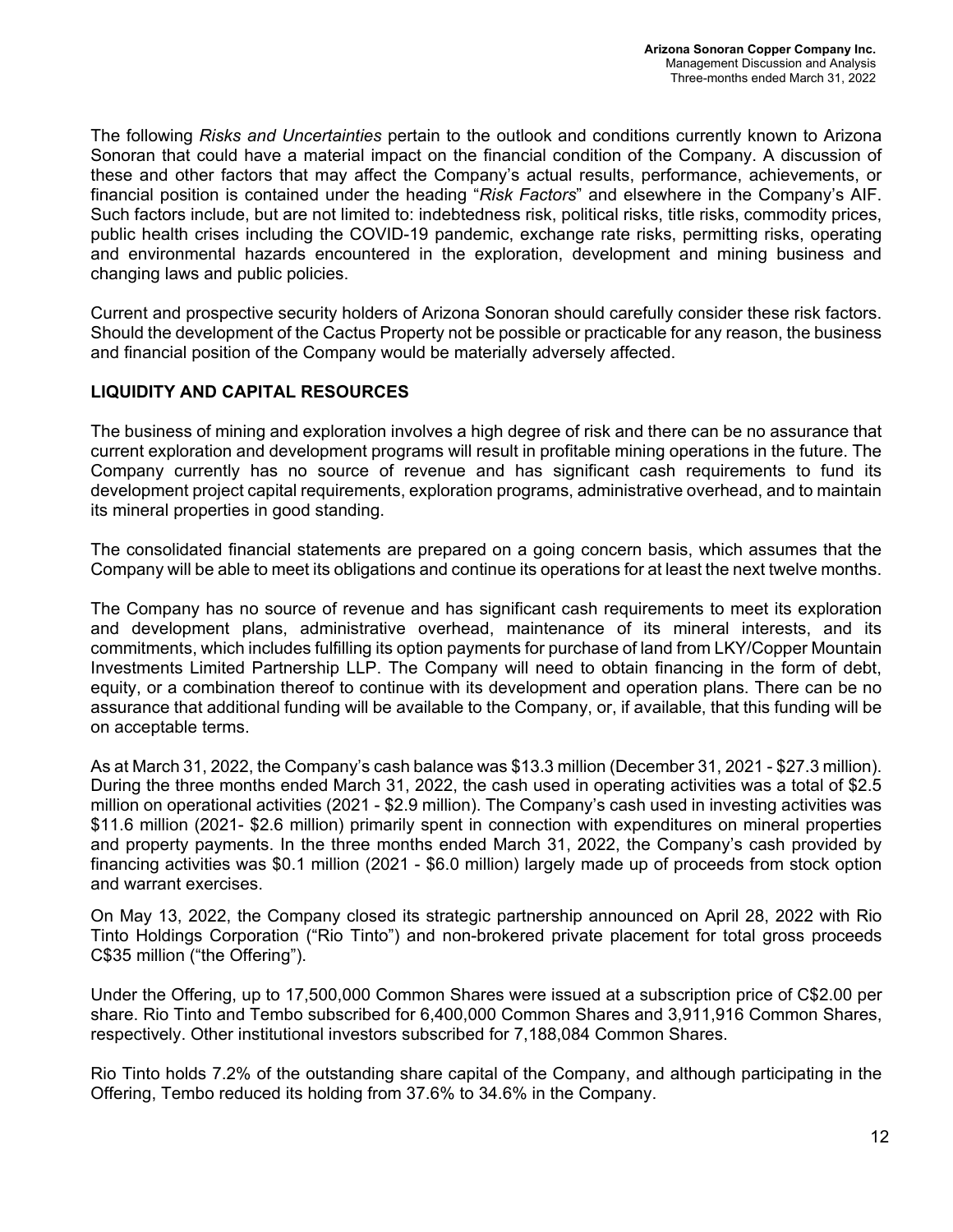The following *Risks and Uncertainties* pertain to the outlook and conditions currently known to Arizona Sonoran that could have a material impact on the financial condition of the Company. A discussion of these and other factors that may affect the Company's actual results, performance, achievements, or financial position is contained under the heading "*Risk Factors*" and elsewhere in the Company's AIF. Such factors include, but are not limited to: indebtedness risk, political risks, title risks, commodity prices, public health crises including the COVID-19 pandemic, exchange rate risks, permitting risks, operating and environmental hazards encountered in the exploration, development and mining business and changing laws and public policies.

Current and prospective security holders of Arizona Sonoran should carefully consider these risk factors. Should the development of the Cactus Property not be possible or practicable for any reason, the business and financial position of the Company would be materially adversely affected.

## LIQUIDITY AND CAPITAL RESOURCES

The business of mining and exploration involves a high degree of risk and there can be no assurance that current exploration and development programs will result in profitable mining operations in the future. The Company currently has no source of revenue and has significant cash requirements to fund its development project capital requirements, exploration programs, administrative overhead, and to maintain its mineral properties in good standing.

The consolidated financial statements are prepared on a going concern basis, which assumes that the Company will be able to meet its obligations and continue its operations for at least the next twelve months.

The Company has no source of revenue and has significant cash requirements to meet its exploration and development plans, administrative overhead, maintenance of its mineral interests, and its commitments, which includes fulfilling its option payments for purchase of land from LKY/Copper Mountain Investments Limited Partnership LLP. The Company will need to obtain financing in the form of debt, equity, or a combination thereof to continue with its development and operation plans. There can be no assurance that additional funding will be available to the Company, or, if available, that this funding will be on acceptable terms.

As at March 31, 2022, the Company's cash balance was $13.3 million (December 31, 2021 - $27.3 million). During the three months ended March 31, 2022, the cash used in operating activities was a total of $2.5 million on operational activities (2021 - $2.9 million). The Company's cash used in investing activities was $11.6 million (2021- $2.6 million) primarily spent in connection with expenditures on mineral properties and property payments. In the three months ended March 31, 2022, the Company's cash provided by financing activities was $0.1 million (2021 - $6.0 million) largely made up of proceeds from stock option and warrant exercises.

On May 13, 2022, the Company closed its strategic partnership announced on April 28, 2022 with Rio Tinto Holdings Corporation ("Rio Tinto") and non-brokered private placement for total gross proceeds C$35 million ("the Offering").

Under the Offering, up to 17,500,000 Common Shares were issued at a subscription price of C$2.00 per share. Rio Tinto and Tembo subscribed for 6,400,000 Common Shares and 3,911,916 Common Shares, respectively. Other institutional investors subscribed for 7,188,084 Common Shares.

Rio Tinto holds 7.2% of the outstanding share capital of the Company, and although participating in the Offering, Tembo reduced its holding from 37.6% to 34.6% in the Company.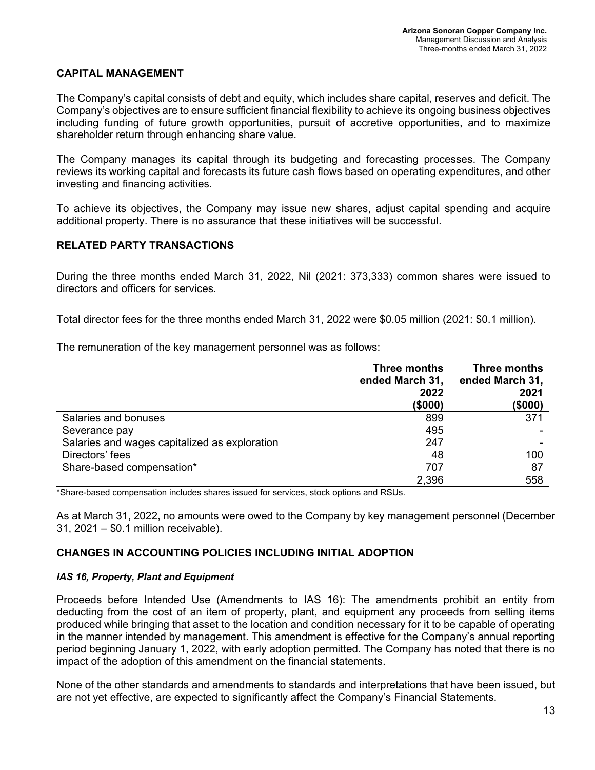## CAPITAL MANAGEMENT

The Company's capital consists of debt and equity, which includes share capital, reserves and deficit. The Company's objectives are to ensure sufficient financial flexibility to achieve its ongoing business objectives including funding of future growth opportunities, pursuit of accretive opportunities, and to maximize shareholder return through enhancing share value.

The Company manages its capital through its budgeting and forecasting processes. The Company reviews its working capital and forecasts its future cash flows based on operating expenditures, and other investing and financing activities.

To achieve its objectives, the Company may issue new shares, adjust capital spending and acquire additional property. There is no assurance that these initiatives will be successful.

## RELATED PARTY TRANSACTIONS

During the three months ended March 31, 2022, Nil (2021: 373,333) common shares were issued to directors and officers for services.

Total director fees for the three months ended March 31, 2022 were $0.05 million (2021: $0.1 million).

The remuneration of the key management personnel was as follows:

| | Three months ended March 31, 2022 ($000) | Three months ended March 31, 2021 ($000) |
|---|---|---|
| Salaries and bonuses | 899 | 371 |
| Severance pay | 495 | - |
| Salaries and wages capitalized as exploration | 247 | - |
| Directors' fees | 48 | 100 |
| Share-based compensation* | 707 | 87 |
| | 2,396 | 558 |

*Share-based compensation includes shares issued for services, stock options and RSUs.

As at March 31, 2022, no amounts were owed to the Company by key management personnel (December 31, 2021 – $0.1 million receivable).

## CHANGES IN ACCOUNTING POLICIES INCLUDING INITIAL ADOPTION

### *IAS 16, Property, Plant and Equipment*

Proceeds before Intended Use (Amendments to IAS 16): The amendments prohibit an entity from deducting from the cost of an item of property, plant, and equipment any proceeds from selling items produced while bringing that asset to the location and condition necessary for it to be capable of operating in the manner intended by management. This amendment is effective for the Company's annual reporting period beginning January 1, 2022, with early adoption permitted. The Company has noted that there is no impact of the adoption of this amendment on the financial statements.

None of the other standards and amendments to standards and interpretations that have been issued, but are not yet effective, are expected to significantly affect the Company's Financial Statements.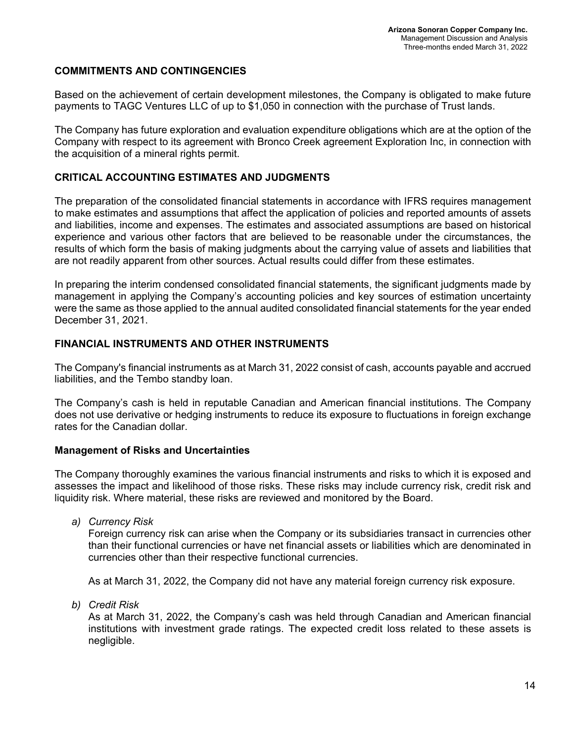## COMMITMENTS AND CONTINGENCIES

Based on the achievement of certain development milestones, the Company is obligated to make future payments to TAGC Ventures LLC of up to $1,050 in connection with the purchase of Trust lands.

The Company has future exploration and evaluation expenditure obligations which are at the option of the Company with respect to its agreement with Bronco Creek agreement Exploration Inc, in connection with the acquisition of a mineral rights permit.

## CRITICAL ACCOUNTING ESTIMATES AND JUDGMENTS

The preparation of the consolidated financial statements in accordance with IFRS requires management to make estimates and assumptions that affect the application of policies and reported amounts of assets and liabilities, income and expenses. The estimates and associated assumptions are based on historical experience and various other factors that are believed to be reasonable under the circumstances, the results of which form the basis of making judgments about the carrying value of assets and liabilities that are not readily apparent from other sources. Actual results could differ from these estimates.

In preparing the interim condensed consolidated financial statements, the significant judgments made by management in applying the Company's accounting policies and key sources of estimation uncertainty were the same as those applied to the annual audited consolidated financial statements for the year ended December 31, 2021.

## FINANCIAL INSTRUMENTS AND OTHER INSTRUMENTS

The Company's financial instruments as at March 31, 2022 consist of cash, accounts payable and accrued liabilities, and the Tembo standby loan.

The Company's cash is held in reputable Canadian and American financial institutions. The Company does not use derivative or hedging instruments to reduce its exposure to fluctuations in foreign exchange rates for the Canadian dollar.

### Management of Risks and Uncertainties

The Company thoroughly examines the various financial instruments and risks to which it is exposed and assesses the impact and likelihood of those risks. These risks may include currency risk, credit risk and liquidity risk. Where material, these risks are reviewed and monitored by the Board.

a) *Currency Risk*

   Foreign currency risk can arise when the Company or its subsidiaries transact in currencies other than their functional currencies or have net financial assets or liabilities which are denominated in currencies other than their respective functional currencies.

   As at March 31, 2022, the Company did not have any material foreign currency risk exposure.

b) *Credit Risk*

   As at March 31, 2022, the Company's cash was held through Canadian and American financial institutions with investment grade ratings. The expected credit loss related to these assets is negligible.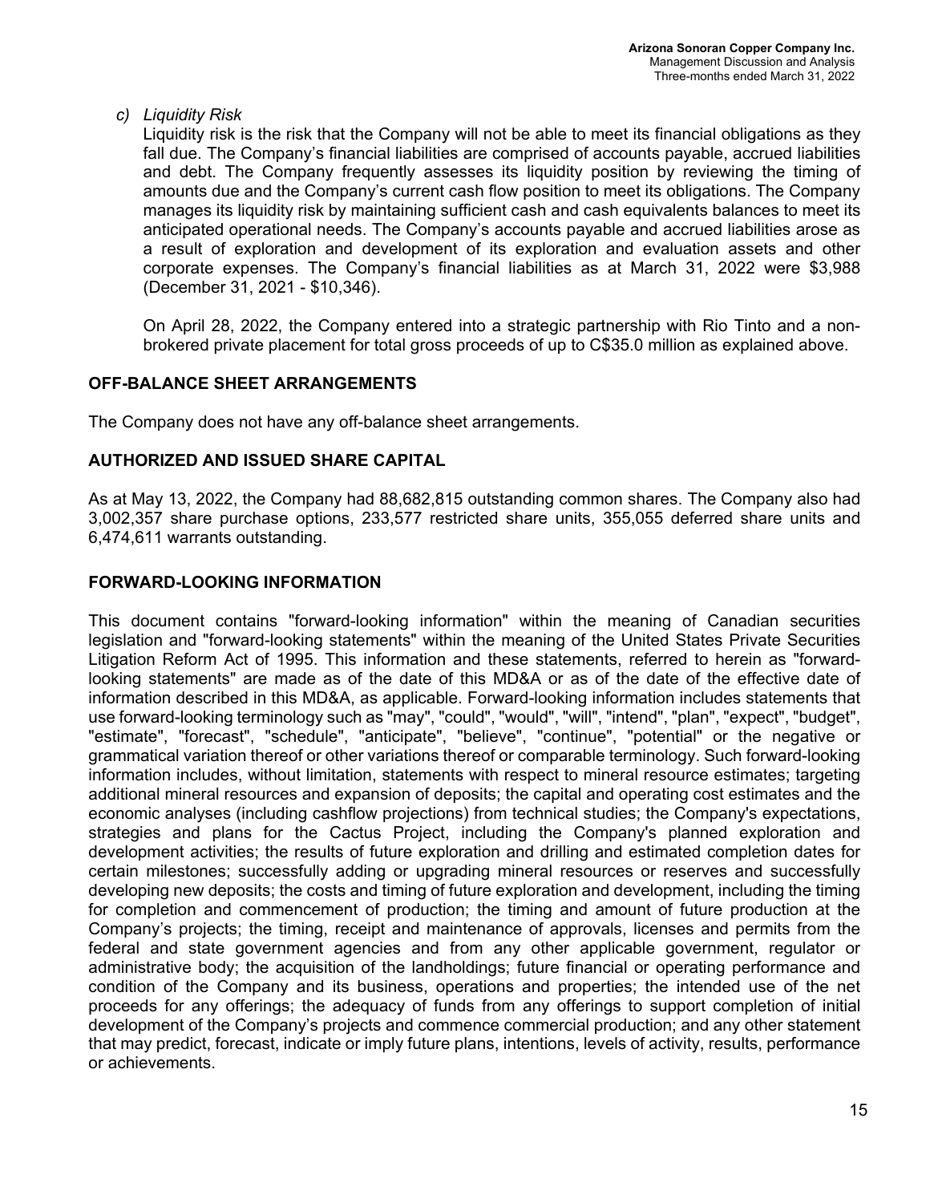*c) Liquidity Risk*

Liquidity risk is the risk that the Company will not be able to meet its financial obligations as they fall due. The Company's financial liabilities are comprised of accounts payable, accrued liabilities and debt. The Company frequently assesses its liquidity position by reviewing the timing of amounts due and the Company's current cash flow position to meet its obligations. The Company manages its liquidity risk by maintaining sufficient cash and cash equivalents balances to meet its anticipated operational needs. The Company's accounts payable and accrued liabilities arose as a result of exploration and development of its exploration and evaluation assets and other corporate expenses. The Company's financial liabilities as at March 31, 2022 were $3,988 (December 31, 2021 - $10,346).

On April 28, 2022, the Company entered into a strategic partnership with Rio Tinto and a non-brokered private placement for total gross proceeds of up to C$35.0 million as explained above.

## OFF-BALANCE SHEET ARRANGEMENTS

The Company does not have any off-balance sheet arrangements.

## AUTHORIZED AND ISSUED SHARE CAPITAL

As at May 13, 2022, the Company had 88,682,815 outstanding common shares. The Company also had 3,002,357 share purchase options, 233,577 restricted share units, 355,055 deferred share units and 6,474,611 warrants outstanding.

## FORWARD-LOOKING INFORMATION

This document contains "forward-looking information" within the meaning of Canadian securities legislation and "forward-looking statements" within the meaning of the United States Private Securities Litigation Reform Act of 1995. This information and these statements, referred to herein as "forward-looking statements" are made as of the date of this MD&A or as of the date of the effective date of information described in this MD&A, as applicable. Forward-looking information includes statements that use forward-looking terminology such as "may", "could", "would", "will", "intend", "plan", "expect", "budget", "estimate", "forecast", "schedule", "anticipate", "believe", "continue", "potential" or the negative or grammatical variation thereof or other variations thereof or comparable terminology. Such forward-looking information includes, without limitation, statements with respect to mineral resource estimates; targeting additional mineral resources and expansion of deposits; the capital and operating cost estimates and the economic analyses (including cashflow projections) from technical studies; the Company's expectations, strategies and plans for the Cactus Project, including the Company's planned exploration and development activities; the results of future exploration and drilling and estimated completion dates for certain milestones; successfully adding or upgrading mineral resources or reserves and successfully developing new deposits; the costs and timing of future exploration and development, including the timing for completion and commencement of production; the timing and amount of future production at the Company's projects; the timing, receipt and maintenance of approvals, licenses and permits from the federal and state government agencies and from any other applicable government, regulator or administrative body; the acquisition of the landholdings; future financial or operating performance and condition of the Company and its business, operations and properties; the intended use of the net proceeds for any offerings; the adequacy of funds from any offerings to support completion of initial development of the Company's projects and commence commercial production; and any other statement that may predict, forecast, indicate or imply future plans, intentions, levels of activity, results, performance or achievements.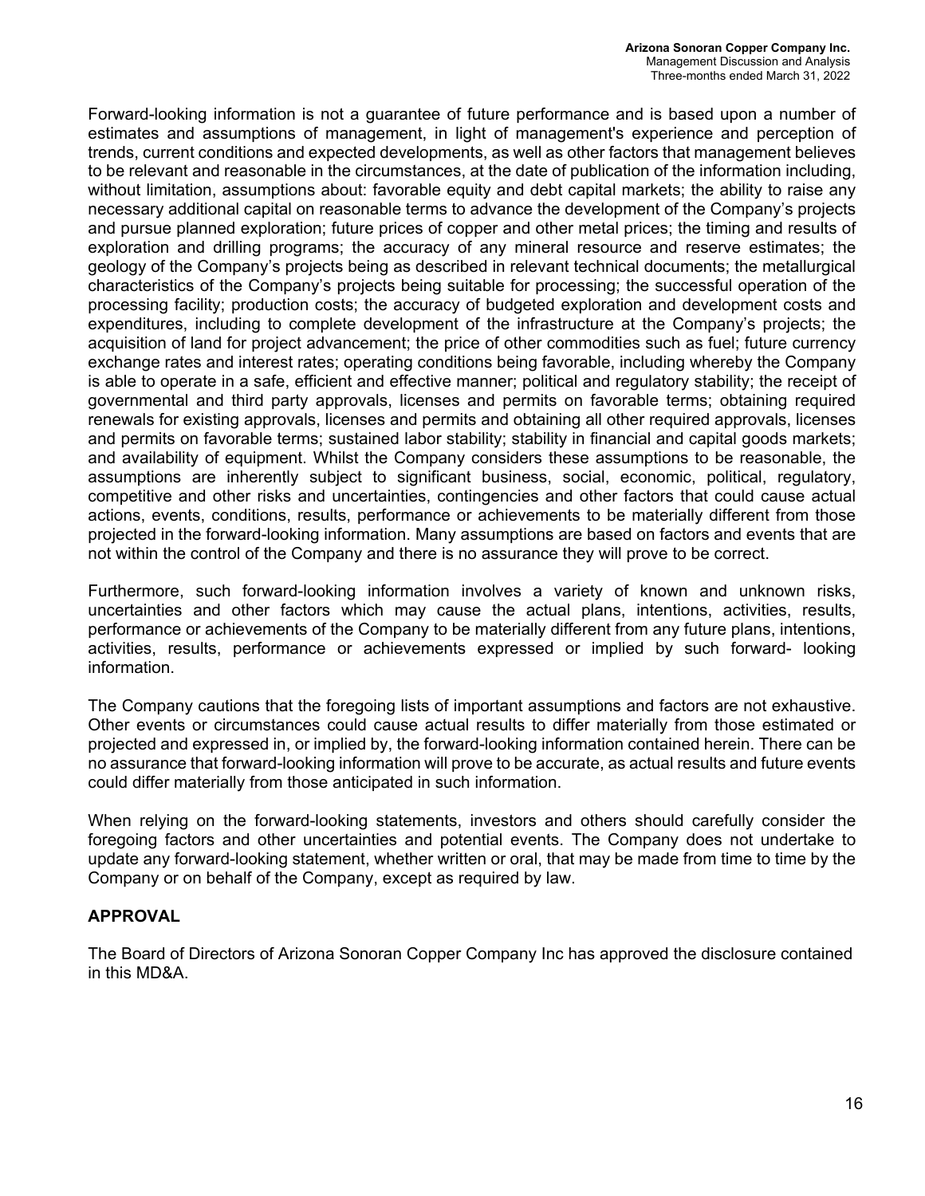Forward-looking information is not a guarantee of future performance and is based upon a number of estimates and assumptions of management, in light of management's experience and perception of trends, current conditions and expected developments, as well as other factors that management believes to be relevant and reasonable in the circumstances, at the date of publication of the information including, without limitation, assumptions about: favorable equity and debt capital markets; the ability to raise any necessary additional capital on reasonable terms to advance the development of the Company's projects and pursue planned exploration; future prices of copper and other metal prices; the timing and results of exploration and drilling programs; the accuracy of any mineral resource and reserve estimates; the geology of the Company's projects being as described in relevant technical documents; the metallurgical characteristics of the Company's projects being suitable for processing; the successful operation of the processing facility; production costs; the accuracy of budgeted exploration and development costs and expenditures, including to complete development of the infrastructure at the Company's projects; the acquisition of land for project advancement; the price of other commodities such as fuel; future currency exchange rates and interest rates; operating conditions being favorable, including whereby the Company is able to operate in a safe, efficient and effective manner; political and regulatory stability; the receipt of governmental and third party approvals, licenses and permits on favorable terms; obtaining required renewals for existing approvals, licenses and permits and obtaining all other required approvals, licenses and permits on favorable terms; sustained labor stability; stability in financial and capital goods markets; and availability of equipment. Whilst the Company considers these assumptions to be reasonable, the assumptions are inherently subject to significant business, social, economic, political, regulatory, competitive and other risks and uncertainties, contingencies and other factors that could cause actual actions, events, conditions, results, performance or achievements to be materially different from those projected in the forward-looking information. Many assumptions are based on factors and events that are not within the control of the Company and there is no assurance they will prove to be correct.

Furthermore, such forward-looking information involves a variety of known and unknown risks, uncertainties and other factors which may cause the actual plans, intentions, activities, results, performance or achievements of the Company to be materially different from any future plans, intentions, activities, results, performance or achievements expressed or implied by such forward- looking information.

The Company cautions that the foregoing lists of important assumptions and factors are not exhaustive. Other events or circumstances could cause actual results to differ materially from those estimated or projected and expressed in, or implied by, the forward-looking information contained herein. There can be no assurance that forward-looking information will prove to be accurate, as actual results and future events could differ materially from those anticipated in such information.

When relying on the forward-looking statements, investors and others should carefully consider the foregoing factors and other uncertainties and potential events. The Company does not undertake to update any forward-looking statement, whether written or oral, that may be made from time to time by the Company or on behalf of the Company, except as required by law.

## APPROVAL

The Board of Directors of Arizona Sonoran Copper Company Inc has approved the disclosure contained in this MD&A.